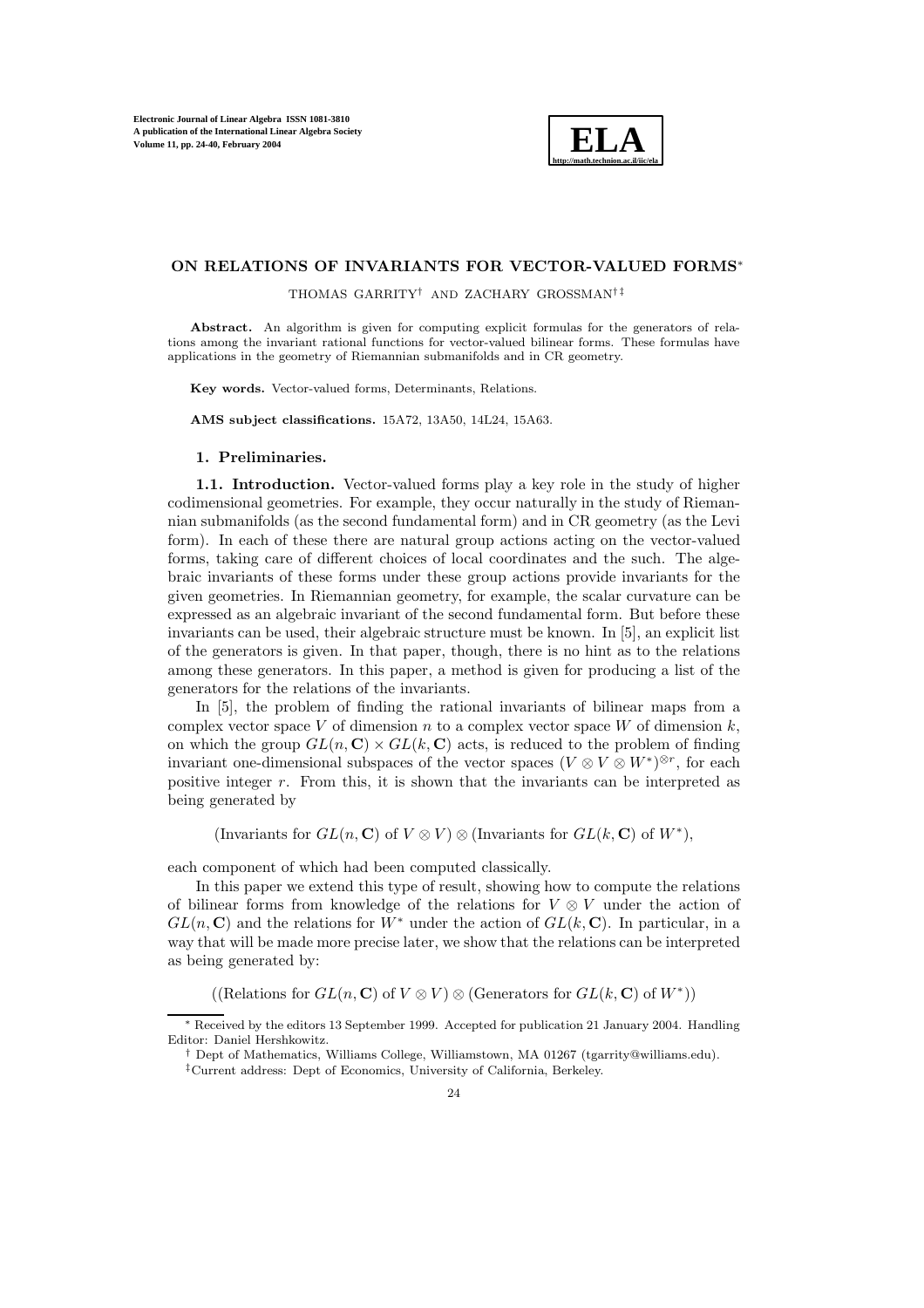# ON RELATIONS OF INVARIANTS FOR VECTOR-VALUED FORMS[*]

THOMAS GARRITY[†] AND ZACHARY GROSSMAN[†‡]

**Abstract.** An algorithm is given for computing explicit formulas for the generators of relations among the invariant rational functions for vector-valued bilinear forms. These formulas have applications in the geometry of Riemannian submanifolds and in CR geometry.

**Key words.** Vector-valued forms, Determinants, Relations.

**AMS subject classifications.** 15A72, 13A50, 14L24, 15A63.

## 1. Preliminaries.

**1.1. Introduction.** Vector-valued forms play a key role in the study of higher codimensional geometries. For example, they occur naturally in the study of Riemannian submanifolds (as the second fundamental form) and in CR geometry (as the Levi form). In each of these there are natural group actions acting on the vector-valued forms, taking care of different choices of local coordinates and the such. The algebraic invariants of these forms under these group actions provide invariants for the given geometries. In Riemannian geometry, for example, the scalar curvature can be expressed as an algebraic invariant of the second fundamental form. But before these invariants can be used, their algebraic structure must be known. In [5], an explicit list of the generators is given. In that paper, though, there is no hint as to the relations among these generators. In this paper, a method is given for producing a list of the generators for the relations of the invariants.

In [5], the problem of finding the rational invariants of bilinear maps from a complex vector space $V$ of dimension $n$ to a complex vector space $W$ of dimension $k$, on which the group $GL(n, \mathbf{C}) \times GL(k, \mathbf{C})$ acts, is reduced to the problem of finding invariant one-dimensional subspaces of the vector spaces $(V \otimes V \otimes W^*)^{\otimes r}$, for each positive integer $r$. From this, it is shown that the invariants can be interpreted as being generated by

$$\text{(Invariants for } GL(n, \mathbf{C}) \text{ of } V \otimes V) \otimes \text{(Invariants for } GL(k, \mathbf{C}) \text{ of } W^*),$$

each component of which had been computed classically.

In this paper we extend this type of result, showing how to compute the relations of bilinear forms from knowledge of the relations for $V \otimes V$ under the action of $GL(n, \mathbf{C})$ and the relations for $W^*$ under the action of $GL(k, \mathbf{C})$. In particular, in a way that will be made more precise later, we show that the relations can be interpreted as being generated by:

$$((\text{Relations for } GL(n, \mathbf{C}) \text{ of } V \otimes V) \otimes (\text{Generators for } GL(k, \mathbf{C}) \text{ of } W^*))$$

---

[*] Received by the editors 13 September 1999. Accepted for publication 21 January 2004. Handling Editor: Daniel Hershkowitz.

[†] Dept of Mathematics, Williams College, Williamstown, MA 01267 (tgarrity@williams.edu).

[‡] Current address: Dept of Economics, University of California, Berkeley.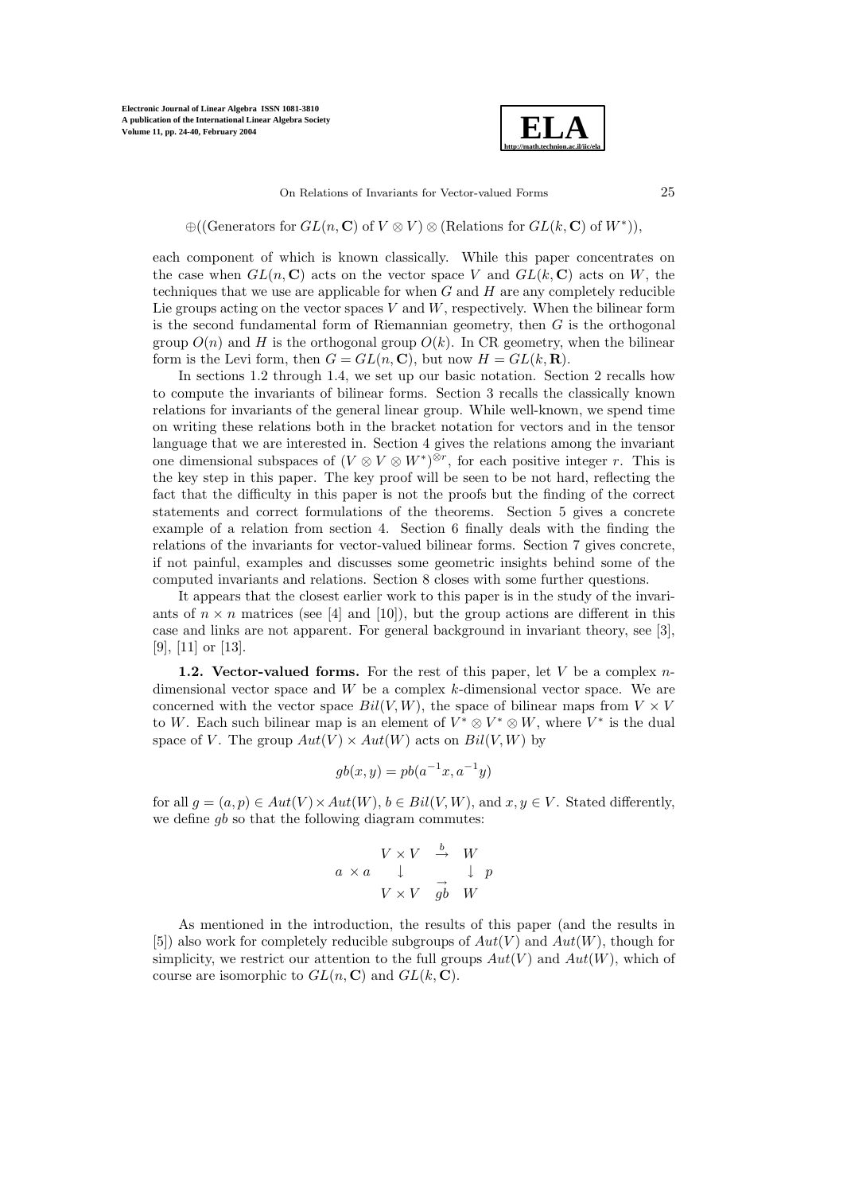$$\oplus((\text{Generators for } GL(n, \mathbf{C}) \text{ of } V \otimes V) \otimes (\text{Relations for } GL(k, \mathbf{C}) \text{ of } W^*)),$$

each component of which is known classically. While this paper concentrates on the case when $GL(n, \mathbf{C})$ acts on the vector space $V$ and $GL(k, \mathbf{C})$ acts on $W$, the techniques that we use are applicable for when $G$ and $H$ are any completely reducible Lie groups acting on the vector spaces $V$ and $W$, respectively. When the bilinear form is the second fundamental form of Riemannian geometry, then $G$ is the orthogonal group $O(n)$ and $H$ is the orthogonal group $O(k)$. In CR geometry, when the bilinear form is the Levi form, then $G = GL(n, \mathbf{C})$, but now $H = GL(k, \mathbf{R})$.

In sections 1.2 through 1.4, we set up our basic notation. Section 2 recalls how to compute the invariants of bilinear forms. Section 3 recalls the classically known relations for invariants of the general linear group. While well-known, we spend time on writing these relations both in the bracket notation for vectors and in the tensor language that we are interested in. Section 4 gives the relations among the invariant one dimensional subspaces of $(V \otimes V \otimes W^*)^{\otimes r}$, for each positive integer $r$. This is the key step in this paper. The key proof will be seen to be not hard, reflecting the fact that the difficulty in this paper is not the proofs but the finding of the correct statements and correct formulations of the theorems. Section 5 gives a concrete example of a relation from section 4. Section 6 finally deals with the finding the relations of the invariants for vector-valued bilinear forms. Section 7 gives concrete, if not painful, examples and discusses some geometric insights behind some of the computed invariants and relations. Section 8 closes with some further questions.

It appears that the closest earlier work to this paper is in the study of the invariants of $n \times n$ matrices (see [4] and [10]), but the group actions are different in this case and links are not apparent. For general background in invariant theory, see [3], [9], [11] or [13].

**1.2. Vector-valued forms.** For the rest of this paper, let $V$ be a complex $n$-dimensional vector space and $W$ be a complex $k$-dimensional vector space. We are concerned with the vector space $Bil(V, W)$, the space of bilinear maps from $V \times V$ to $W$. Each such bilinear map is an element of $V^* \otimes V^* \otimes W$, where $V^*$ is the dual space of $V$. The group $Aut(V) \times Aut(W)$ acts on $Bil(V, W)$ by

$$gb(x, y) = pb(a^{-1}x, a^{-1}y)$$

for all $g = (a, p) \in Aut(V) \times Aut(W)$, $b \in Bil(V, W)$, and $x, y \in V$. Stated differently, we define $gb$ so that the following diagram commutes:

$$\begin{array}{ccc} V \times V & \xrightarrow{b} & W \\ a \times a \downarrow & & \downarrow p \\ V \times V & \xrightarrow[gb]{} & W \end{array}$$

As mentioned in the introduction, the results of this paper (and the results in [5]) also work for completely reducible subgroups of $Aut(V)$ and $Aut(W)$, though for simplicity, we restrict our attention to the full groups $Aut(V)$ and $Aut(W)$, which of course are isomorphic to $GL(n, \mathbf{C})$ and $GL(k, \mathbf{C})$.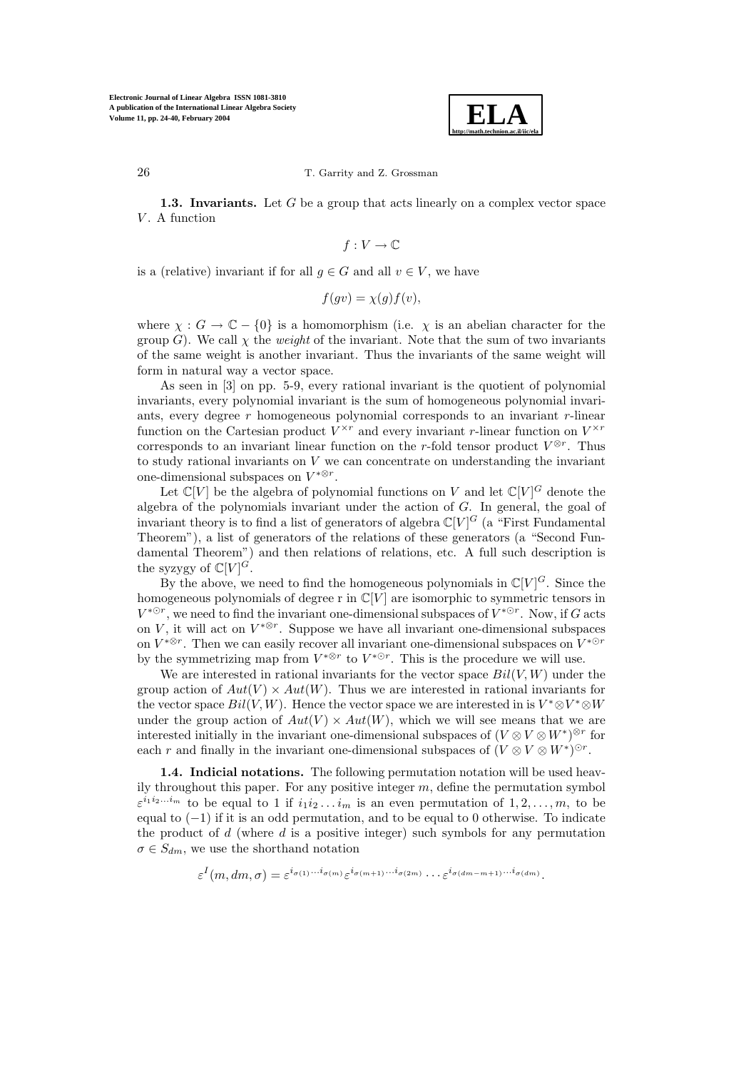**1.3. Invariants.** Let $G$ be a group that acts linearly on a complex vector space $V$. A function

$$f : V \to \mathbb{C}$$

is a (relative) invariant if for all $g \in G$ and all $v \in V$, we have

$$f(gv) = \chi(g)f(v),$$

where $\chi : G \to \mathbb{C} - \{0\}$ is a homomorphism (i.e. $\chi$ is an abelian character for the group $G$). We call $\chi$ the *weight* of the invariant. Note that the sum of two invariants of the same weight is another invariant. Thus the invariants of the same weight will form in natural way a vector space.

As seen in [3] on pp. 5-9, every rational invariant is the quotient of polynomial invariants, every polynomial invariant is the sum of homogeneous polynomial invariants, every degree $r$ homogeneous polynomial corresponds to an invariant $r$-linear function on the Cartesian product $V^{\times r}$ and every invariant $r$-linear function on $V^{\times r}$ corresponds to an invariant linear function on the $r$-fold tensor product $V^{\otimes r}$. Thus to study rational invariants on $V$ we can concentrate on understanding the invariant one-dimensional subspaces on $V^{*\otimes r}$.

Let $\mathbb{C}[V]$ be the algebra of polynomial functions on $V$ and let $\mathbb{C}[V]^G$ denote the algebra of the polynomials invariant under the action of $G$. In general, the goal of invariant theory is to find a list of generators of algebra $\mathbb{C}[V]^G$ (a "First Fundamental Theorem"), a list of generators of the relations of these generators (a "Second Fundamental Theorem") and then relations of relations, etc. A full such description is the syzygy of $\mathbb{C}[V]^G$.

By the above, we need to find the homogeneous polynomials in $\mathbb{C}[V]^G$. Since the homogeneous polynomials of degree r in $\mathbb{C}[V]$ are isomorphic to symmetric tensors in $V^{*\odot r}$, we need to find the invariant one-dimensional subspaces of $V^{*\odot r}$. Now, if $G$ acts on $V$, it will act on $V^{*\otimes r}$. Suppose we have all invariant one-dimensional subspaces on $V^{*\otimes r}$. Then we can easily recover all invariant one-dimensional subspaces on $V^{*\odot r}$ by the symmetrizing map from $V^{*\otimes r}$ to $V^{*\odot r}$. This is the procedure we will use.

We are interested in rational invariants for the vector space $Bil(V,W)$ under the group action of $Aut(V) \times Aut(W)$. Thus we are interested in rational invariants for the vector space $Bil(V,W)$. Hence the vector space we are interested in is $V^* \otimes V^* \otimes W$ under the group action of $Aut(V) \times Aut(W)$, which we will see means that we are interested initially in the invariant one-dimensional subspaces of $(V \otimes V \otimes W^*)^{\otimes r}$ for each $r$ and finally in the invariant one-dimensional subspaces of $(V \otimes V \otimes W^*)^{\odot r}$.

**1.4. Indicial notations.** The following permutation notation will be used heavily throughout this paper. For any positive integer $m$, define the permutation symbol $\varepsilon^{i_1 i_2 \ldots i_m}$ to be equal to 1 if $i_1 i_2 \ldots i_m$ is an even permutation of $1, 2, \ldots, m$, to be equal to $(-1)$ if it is an odd permutation, and to be equal to 0 otherwise. To indicate the product of $d$ (where $d$ is a positive integer) such symbols for any permutation $\sigma \in S_{dm}$, we use the shorthand notation

$$\varepsilon^I(m, dm, \sigma) = \varepsilon^{i_{\sigma(1)} \cdots i_{\sigma(m)}} \varepsilon^{i_{\sigma(m+1)} \cdots i_{\sigma(2m)}} \cdots \varepsilon^{i_{\sigma(dm-m+1)} \cdots i_{\sigma(dm)}}.$$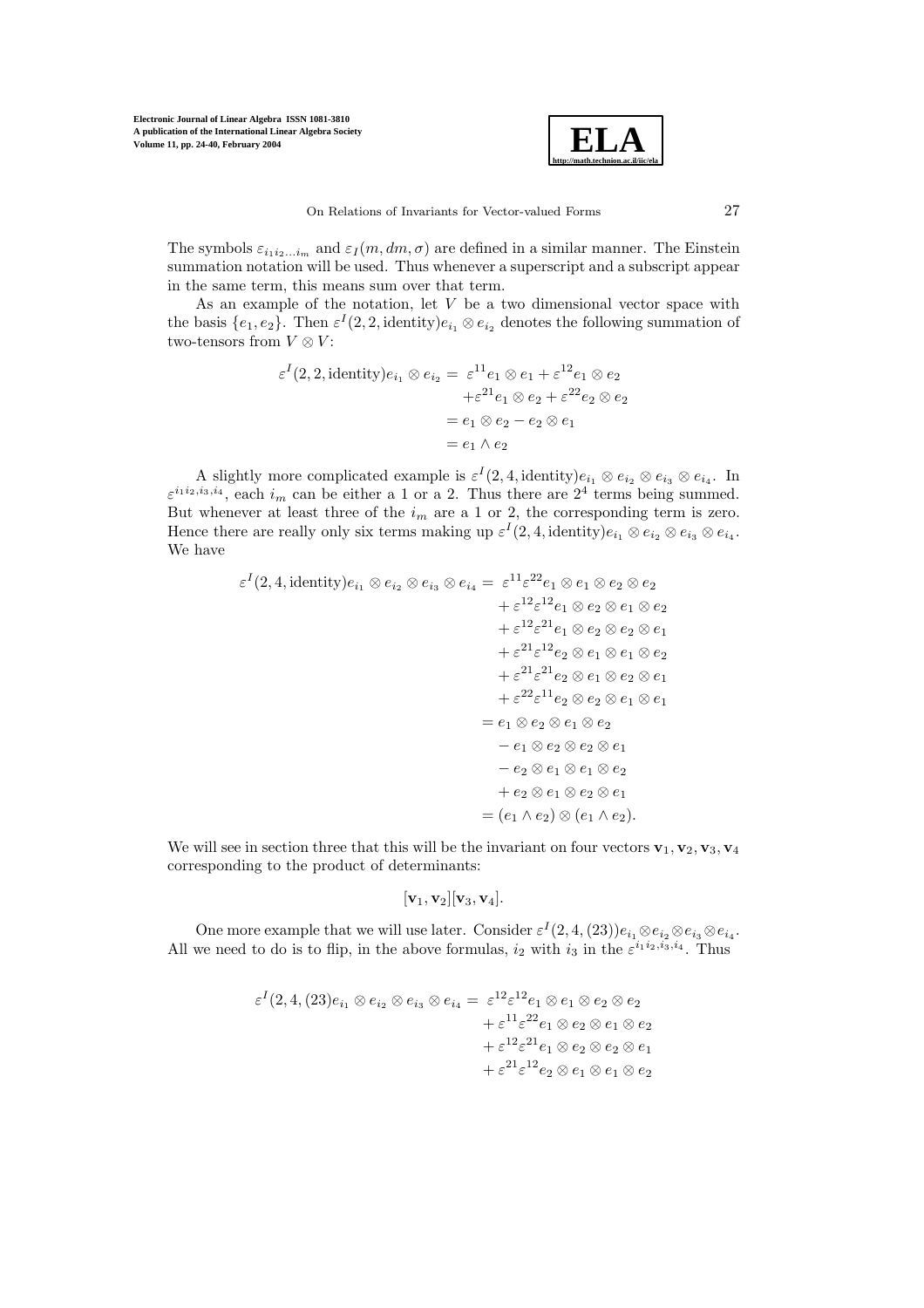The symbols $\varepsilon_{i_1 i_2 \ldots i_m}$ and $\varepsilon_I(m, dm, \sigma)$ are defined in a similar manner. The Einstein summation notation will be used. Thus whenever a superscript and a subscript appear in the same term, this means sum over that term.

As an example of the notation, let $V$ be a two dimensional vector space with the basis $\{e_1, e_2\}$. Then $\varepsilon^I(2, 2, \text{identity}) e_{i_1} \otimes e_{i_2}$ denotes the following summation of two-tensors from $V \otimes V$:

$$
\begin{aligned}
\varepsilon^I(2, 2, \text{identity}) e_{i_1} \otimes e_{i_2} &= \varepsilon^{11} e_1 \otimes e_1 + \varepsilon^{12} e_1 \otimes e_2 \\
&\quad + \varepsilon^{21} e_1 \otimes e_2 + \varepsilon^{22} e_2 \otimes e_2 \\
&= e_1 \otimes e_2 - e_2 \otimes e_1 \\
&= e_1 \wedge e_2
\end{aligned}
$$

A slightly more complicated example is $\varepsilon^I(2, 4, \text{identity}) e_{i_1} \otimes e_{i_2} \otimes e_{i_3} \otimes e_{i_4}$. In $\varepsilon^{i_1 i_2, i_3, i_4}$, each $i_m$ can be either a 1 or a 2. Thus there are $2^4$ terms being summed. But whenever at least three of the $i_m$ are a 1 or 2, the corresponding term is zero. Hence there are really only six terms making up $\varepsilon^I(2, 4, \text{identity}) e_{i_1} \otimes e_{i_2} \otimes e_{i_3} \otimes e_{i_4}$. We have

$$
\begin{aligned}
\varepsilon^I(2, 4, \text{identity}) e_{i_1} \otimes e_{i_2} \otimes e_{i_3} \otimes e_{i_4} &= \varepsilon^{11} \varepsilon^{22} e_1 \otimes e_1 \otimes e_2 \otimes e_2 \\
&\quad + \varepsilon^{12} \varepsilon^{12} e_1 \otimes e_2 \otimes e_1 \otimes e_2 \\
&\quad + \varepsilon^{12} \varepsilon^{21} e_1 \otimes e_2 \otimes e_2 \otimes e_1 \\
&\quad + \varepsilon^{21} \varepsilon^{12} e_2 \otimes e_1 \otimes e_1 \otimes e_2 \\
&\quad + \varepsilon^{21} \varepsilon^{21} e_2 \otimes e_1 \otimes e_2 \otimes e_1 \\
&\quad + \varepsilon^{22} \varepsilon^{11} e_2 \otimes e_2 \otimes e_1 \otimes e_1 \\
&= e_1 \otimes e_2 \otimes e_1 \otimes e_2 \\
&\quad - e_1 \otimes e_2 \otimes e_2 \otimes e_1 \\
&\quad - e_2 \otimes e_1 \otimes e_1 \otimes e_2 \\
&\quad + e_2 \otimes e_1 \otimes e_2 \otimes e_1 \\
&= (e_1 \wedge e_2) \otimes (e_1 \wedge e_2).
\end{aligned}
$$

We will see in section three that this will be the invariant on four vectors $\mathbf{v}_1, \mathbf{v}_2, \mathbf{v}_3, \mathbf{v}_4$ corresponding to the product of determinants:

$$
[\mathbf{v}_1, \mathbf{v}_2][\mathbf{v}_3, \mathbf{v}_4].
$$

One more example that we will use later. Consider $\varepsilon^I(2, 4, (23)) e_{i_1} \otimes e_{i_2} \otimes e_{i_3} \otimes e_{i_4}$. All we need to do is to flip, in the above formulas, $i_2$ with $i_3$ in the $\varepsilon^{i_1 i_2, i_3, i_4}$. Thus

$$
\begin{aligned}
\varepsilon^I(2, 4, (23) e_{i_1} \otimes e_{i_2} \otimes e_{i_3} \otimes e_{i_4} &= \varepsilon^{12} \varepsilon^{12} e_1 \otimes e_1 \otimes e_2 \otimes e_2 \\
&\quad + \varepsilon^{11} \varepsilon^{22} e_1 \otimes e_2 \otimes e_1 \otimes e_2 \\
&\quad + \varepsilon^{12} \varepsilon^{21} e_1 \otimes e_2 \otimes e_2 \otimes e_1 \\
&\quad + \varepsilon^{21} \varepsilon^{12} e_2 \otimes e_1 \otimes e_1 \otimes e_2
\end{aligned}
$$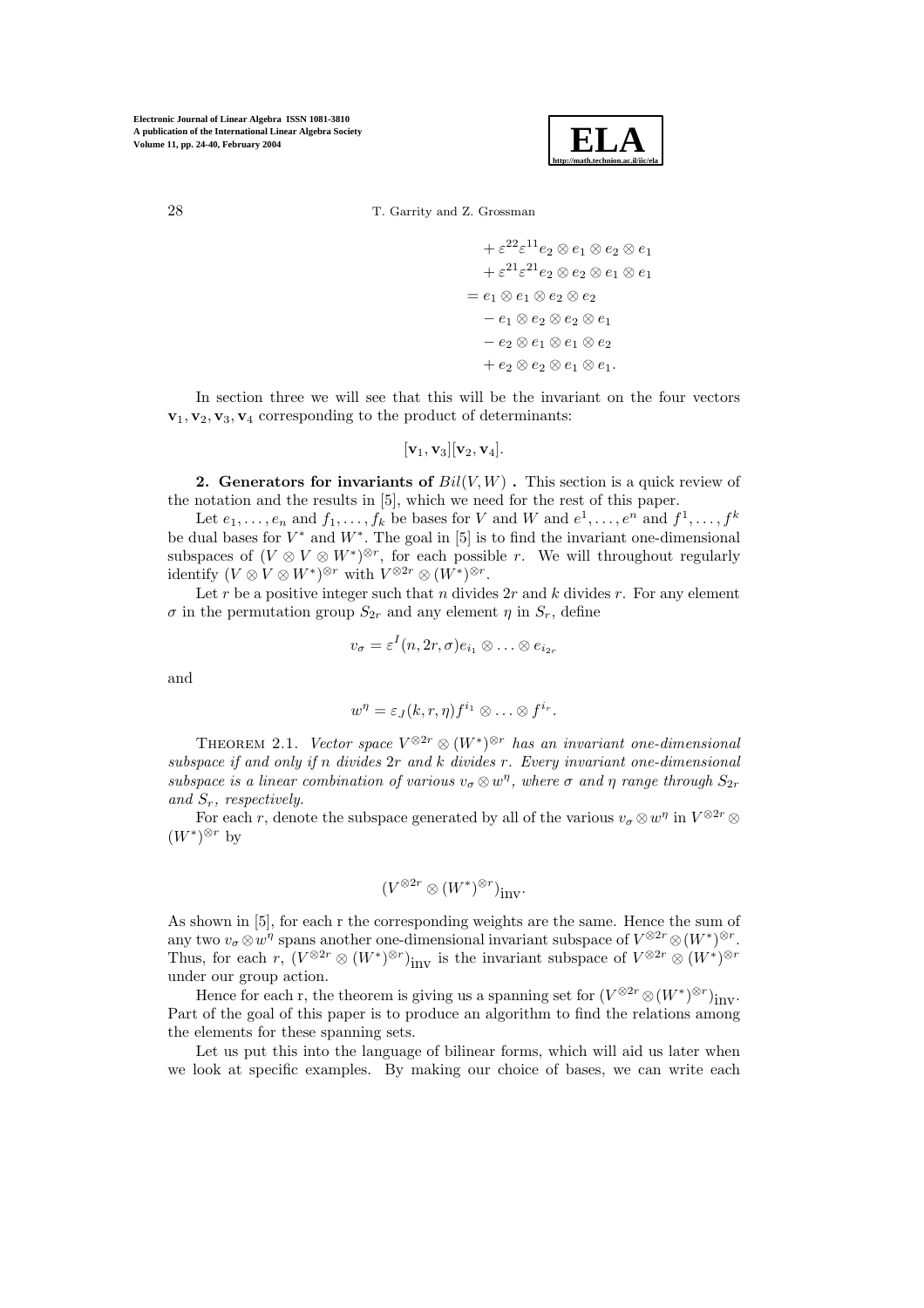$$
\begin{aligned}
&+ \varepsilon^{22}\varepsilon^{11} e_2 \otimes e_1 \otimes e_2 \otimes e_1 \\
&+ \varepsilon^{21}\varepsilon^{21} e_2 \otimes e_2 \otimes e_1 \otimes e_1 \\
=\ & e_1 \otimes e_1 \otimes e_2 \otimes e_2 \\
&- e_1 \otimes e_2 \otimes e_2 \otimes e_1 \\
&- e_2 \otimes e_1 \otimes e_1 \otimes e_2 \\
&+ e_2 \otimes e_2 \otimes e_1 \otimes e_1.
\end{aligned}
$$

In section three we will see that this will be the invariant on the four vectors $\mathbf{v}_1, \mathbf{v}_2, \mathbf{v}_3, \mathbf{v}_4$ corresponding to the product of determinants:

$$[\mathbf{v}_1, \mathbf{v}_3][\mathbf{v}_2, \mathbf{v}_4].$$

**2. Generators for invariants of $Bil(V, W)$ .** This section is a quick review of the notation and the results in [5], which we need for the rest of this paper.

Let $e_1, \ldots, e_n$ and $f_1, \ldots, f_k$ be bases for $V$ and $W$ and $e^1, \ldots, e^n$ and $f^1, \ldots, f^k$ be dual bases for $V^*$ and $W^*$. The goal in [5] is to find the invariant one-dimensional subspaces of $(V \otimes V \otimes W^*)^{\otimes r}$, for each possible $r$. We will throughout regularly identify $(V \otimes V \otimes W^*)^{\otimes r}$ with $V^{\otimes 2r} \otimes (W^*)^{\otimes r}$.

Let $r$ be a positive integer such that $n$ divides $2r$ and $k$ divides $r$. For any element $\sigma$ in the permutation group $S_{2r}$ and any element $\eta$ in $S_r$, define

$$v_\sigma = \varepsilon^I(n, 2r, \sigma) e_{i_1} \otimes \ldots \otimes e_{i_{2r}}$$

and

$$w^\eta = \varepsilon_J(k, r, \eta) f^{i_1} \otimes \ldots \otimes f^{i_r}.$$

Theorem 2.1. *Vector space $V^{\otimes 2r} \otimes (W^*)^{\otimes r}$ has an invariant one-dimensional subspace if and only if $n$ divides $2r$ and $k$ divides $r$. Every invariant one-dimensional subspace is a linear combination of various $v_\sigma \otimes w^\eta$, where $\sigma$ and $\eta$ range through $S_{2r}$ and $S_r$, respectively.*

For each $r$, denote the subspace generated by all of the various $v_\sigma \otimes w^\eta$ in $V^{\otimes 2r} \otimes (W^*)^{\otimes r}$ by

$$(V^{\otimes 2r} \otimes (W^*)^{\otimes r})_{\text{inv}}.$$

As shown in [5], for each r the corresponding weights are the same. Hence the sum of any two $v_\sigma \otimes w^\eta$ spans another one-dimensional invariant subspace of $V^{\otimes 2r} \otimes (W^*)^{\otimes r}$. Thus, for each $r$, $(V^{\otimes 2r} \otimes (W^*)^{\otimes r})_{\text{inv}}$ is the invariant subspace of $V^{\otimes 2r} \otimes (W^*)^{\otimes r}$ under our group action.

Hence for each r, the theorem is giving us a spanning set for $(V^{\otimes 2r} \otimes (W^*)^{\otimes r})_{\text{inv}}$. Part of the goal of this paper is to produce an algorithm to find the relations among the elements for these spanning sets.

Let us put this into the language of bilinear forms, which will aid us later when we look at specific examples. By making our choice of bases, we can write each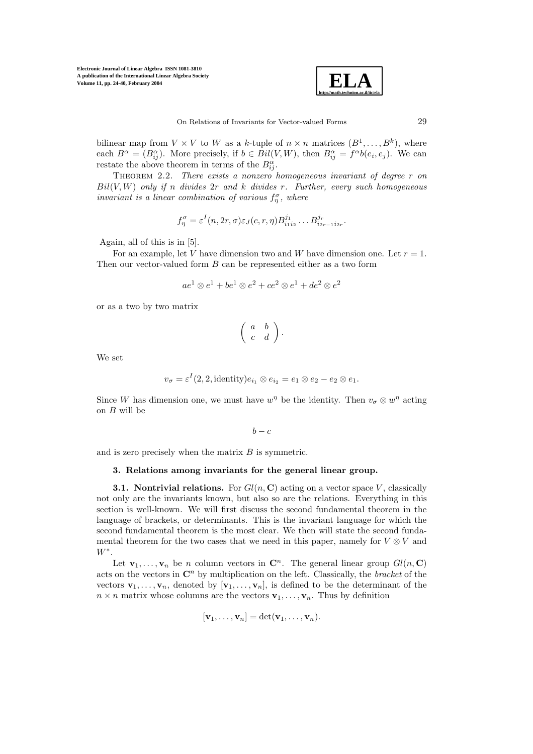bilinear map from $V \times V$ to $W$ as a $k$-tuple of $n \times n$ matrices $(B^1, \ldots, B^k)$, where each $B^\alpha = (B^\alpha_{ij})$. More precisely, if $b \in Bil(V, W)$, then $B^\alpha_{ij} = f^\alpha b(e_i, e_j)$. We can restate the above theorem in terms of the $B^\alpha_{ij}$.

THEOREM 2.2. *There exists a nonzero homogeneous invariant of degree $r$ on $Bil(V, W)$ only if $n$ divides $2r$ and $k$ divides $r$. Further, every such homogeneous invariant is a linear combination of various $f^\sigma_\eta$, where*

$$f^\sigma_\eta = \varepsilon^I(n, 2r, \sigma)\varepsilon_J(c, r, \eta)B^{j_1}_{i_1 i_2} \ldots B^{j_r}_{i_{2r-1} i_{2r}}.$$

Again, all of this is in [5].

For an example, let $V$ have dimension two and $W$ have dimension one. Let $r = 1$. Then our vector-valued form $B$ can be represented either as a two form

$$ae^1 \otimes e^1 + be^1 \otimes e^2 + ce^2 \otimes e^1 + de^2 \otimes e^2$$

or as a two by two matrix

$$\begin{pmatrix} a & b \\ c & d \end{pmatrix}.$$

We set

$$v_\sigma = \varepsilon^I(2, 2, \text{identity})e_{i_1} \otimes e_{i_2} = e_1 \otimes e_2 - e_2 \otimes e_1.$$

Since $W$ has dimension one, we must have $w^\eta$ be the identity. Then $v_\sigma \otimes w^\eta$ acting on $B$ will be

$$b - c$$

and is zero precisely when the matrix $B$ is symmetric.

## 3. Relations among invariants for the general linear group.

**3.1. Nontrivial relations.** For $Gl(n, \mathbf{C})$ acting on a vector space $V$, classically not only are the invariants known, but also so are the relations. Everything in this section is well-known. We will first discuss the second fundamental theorem in the language of brackets, or determinants. This is the invariant language for which the second fundamental theorem is the most clear. We then will state the second fundamental theorem for the two cases that we need in this paper, namely for $V \otimes V$ and $W^*$.

Let $\mathbf{v}_1, \ldots, \mathbf{v}_n$ be $n$ column vectors in $\mathbf{C}^n$. The general linear group $Gl(n, \mathbf{C})$ acts on the vectors in $\mathbf{C}^n$ by multiplication on the left. Classically, the *bracket* of the vectors $\mathbf{v}_1, \ldots, \mathbf{v}_n$, denoted by $[\mathbf{v}_1, \ldots, \mathbf{v}_n]$, is defined to be the determinant of the $n \times n$ matrix whose columns are the vectors $\mathbf{v}_1, \ldots, \mathbf{v}_n$. Thus by definition

$$[\mathbf{v}_1, \ldots, \mathbf{v}_n] = \det(\mathbf{v}_1, \ldots, \mathbf{v}_n).$$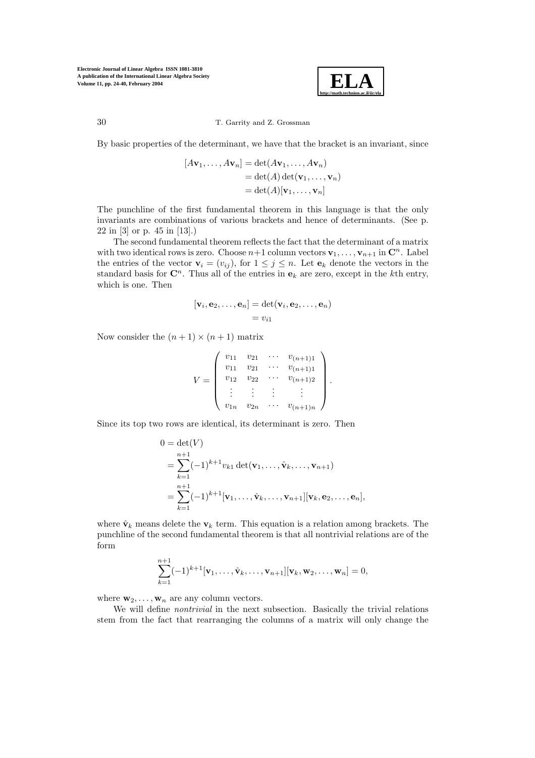By basic properties of the determinant, we have that the bracket is an invariant, since

$$
\begin{aligned}
[A\mathbf{v}_1, \ldots, A\mathbf{v}_n] &= \det(A\mathbf{v}_1, \ldots, A\mathbf{v}_n) \\
&= \det(A)\det(\mathbf{v}_1, \ldots, \mathbf{v}_n) \\
&= \det(A)[\mathbf{v}_1, \ldots, \mathbf{v}_n]
\end{aligned}
$$

The punchline of the first fundamental theorem in this language is that the only invariants are combinations of various brackets and hence of determinants. (See p. 22 in [3] or p. 45 in [13].)

The second fundamental theorem reflects the fact that the determinant of a matrix with two identical rows is zero. Choose $n+1$ column vectors $\mathbf{v}_1, \ldots, \mathbf{v}_{n+1}$ in $\mathbf{C}^n$. Label the entries of the vector $\mathbf{v}_i = (v_{ij})$, for $1 \le j \le n$. Let $\mathbf{e}_k$ denote the vectors in the standard basis for $\mathbf{C}^n$. Thus all of the entries in $\mathbf{e}_k$ are zero, except in the $k$th entry, which is one. Then

$$
\begin{aligned}
[\mathbf{v}_i, \mathbf{e}_2, \ldots, \mathbf{e}_n] &= \det(\mathbf{v}_i, \mathbf{e}_2, \ldots, \mathbf{e}_n) \\
&= v_{i1}
\end{aligned}
$$

Now consider the $(n+1) \times (n+1)$ matrix

$$
V = \begin{pmatrix}
v_{11} & v_{21} & \cdots & v_{(n+1)1} \\
v_{11} & v_{21} & \cdots & v_{(n+1)1} \\
v_{12} & v_{22} & \cdots & v_{(n+1)2} \\
\vdots & \vdots & \vdots & \vdots \\
v_{1n} & v_{2n} & \cdots & v_{(n+1)n}
\end{pmatrix}.
$$

Since its top two rows are identical, its determinant is zero. Then

$$
\begin{aligned}
0 &= \det(V) \\
&= \sum_{k=1}^{n+1} (-1)^{k+1} v_{k1} \det(\mathbf{v}_1, \ldots, \hat{\mathbf{v}}_k, \ldots, \mathbf{v}_{n+1}) \\
&= \sum_{k=1}^{n+1} (-1)^{k+1} [\mathbf{v}_1, \ldots, \hat{\mathbf{v}}_k, \ldots, \mathbf{v}_{n+1}][\mathbf{v}_k, \mathbf{e}_2, \ldots, \mathbf{e}_n],
\end{aligned}
$$

where $\hat{\mathbf{v}}_k$ means delete the $\mathbf{v}_k$ term. This equation is a relation among brackets. The punchline of the second fundamental theorem is that all nontrivial relations are of the form

$$
\sum_{k=1}^{n+1} (-1)^{k+1} [\mathbf{v}_1, \ldots, \hat{\mathbf{v}}_k, \ldots, \mathbf{v}_{n+1}][\mathbf{v}_k, \mathbf{w}_2, \ldots, \mathbf{w}_n] = 0,
$$

where $\mathbf{w}_2, \ldots, \mathbf{w}_n$ are any column vectors.

We will define *nontrivial* in the next subsection. Basically the trivial relations stem from the fact that rearranging the columns of a matrix will only change the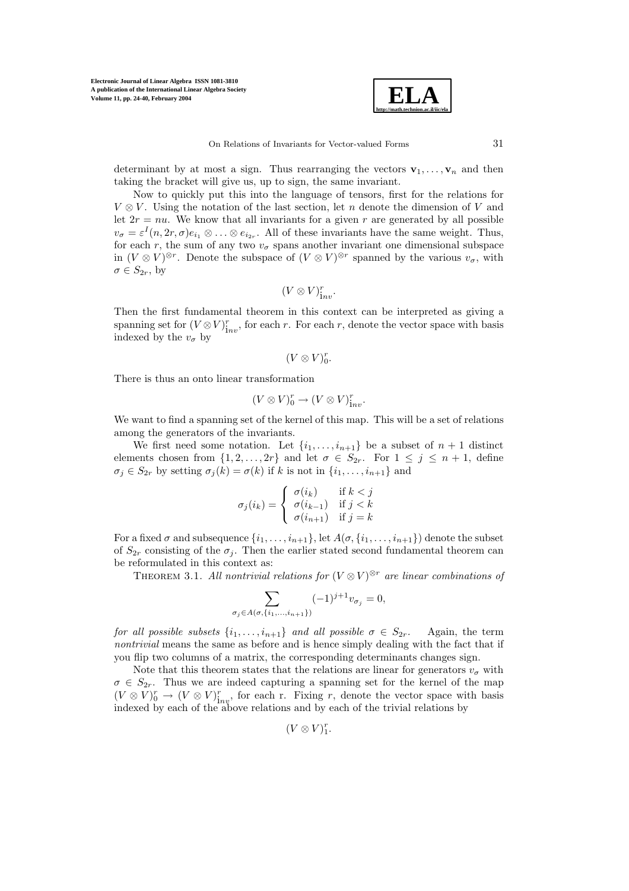determinant by at most a sign. Thus rearranging the vectors $\mathbf{v}_1, \ldots, \mathbf{v}_n$ and then taking the bracket will give us, up to sign, the same invariant.

Now to quickly put this into the language of tensors, first for the relations for $V \otimes V$. Using the notation of the last section, let $n$ denote the dimension of $V$ and let $2r = nu$. We know that all invariants for a given $r$ are generated by all possible $v_\sigma = \varepsilon^I(n, 2r, \sigma) e_{i_1} \otimes \ldots \otimes e_{i_{2r}}$. All of these invariants have the same weight. Thus, for each $r$, the sum of any two $v_\sigma$ spans another invariant one dimensional subspace in $(V \otimes V)^{\otimes r}$. Denote the subspace of $(V \otimes V)^{\otimes r}$ spanned by the various $v_\sigma$, with $\sigma \in S_{2r}$, by

$$(V \otimes V)^r_{\text{inv}}.$$

Then the first fundamental theorem in this context can be interpreted as giving a spanning set for $(V \otimes V)^r_{\text{inv}}$, for each $r$. For each $r$, denote the vector space with basis indexed by the $v_\sigma$ by

$$(V \otimes V)^r_0.$$

There is thus an onto linear transformation

$$(V \otimes V)^r_0 \to (V \otimes V)^r_{\text{inv}}.$$

We want to find a spanning set of the kernel of this map. This will be a set of relations among the generators of the invariants.

We first need some notation. Let $\{i_1, \ldots, i_{n+1}\}$ be a subset of $n+1$ distinct elements chosen from $\{1, 2, \ldots, 2r\}$ and let $\sigma \in S_{2r}$. For $1 \leq j \leq n+1$, define $\sigma_j \in S_{2r}$ by setting $\sigma_j(k) = \sigma(k)$ if $k$ is not in $\{i_1, \ldots, i_{n+1}\}$ and

$$\sigma_j(i_k) = \begin{cases} \sigma(i_k) & \text{if } k < j \\ \sigma(i_{k-1}) & \text{if } j < k \\ \sigma(i_{n+1}) & \text{if } j = k \end{cases}$$

For a fixed $\sigma$ and subsequence $\{i_1, \ldots, i_{n+1}\}$, let $A(\sigma, \{i_1, \ldots, i_{n+1}\})$ denote the subset of $S_{2r}$ consisting of the $\sigma_j$. Then the earlier stated second fundamental theorem can be reformulated in this context as:

Theorem 3.1. *All nontrivial relations for $(V \otimes V)^{\otimes r}$ are linear combinations of*

$$\sum_{\sigma_j \in A(\sigma, \{i_1, \ldots, i_{n+1}\})} (-1)^{j+1} v_{\sigma_j} = 0,$$

*for all possible subsets $\{i_1, \ldots, i_{n+1}\}$ and all possible $\sigma \in S_{2r}$.* Again, the term *nontrivial* means the same as before and is hence simply dealing with the fact that if you flip two columns of a matrix, the corresponding determinants changes sign.

Note that this theorem states that the relations are linear for generators $v_\sigma$ with $\sigma \in S_{2r}$. Thus we are indeed capturing a spanning set for the kernel of the map $(V \otimes V)^r_0 \to (V \otimes V)^r_{\text{inv}}$, for each r. Fixing $r$, denote the vector space with basis indexed by each of the above relations and by each of the trivial relations by

$$(V \otimes V)^r_1.$$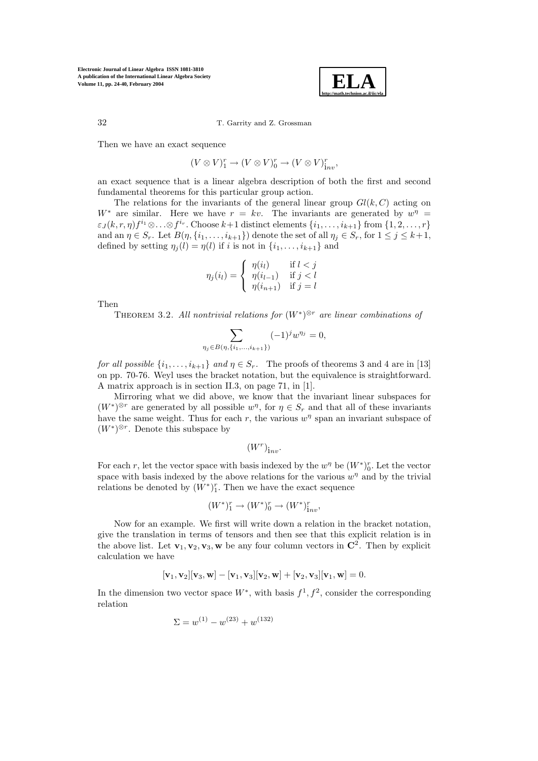Then we have an exact sequence

$$(V \otimes V)_1^r \to (V \otimes V)_0^r \to (V \otimes V)_{\mathrm{i}nv}^r,$$

an exact sequence that is a linear algebra description of both the first and second fundamental theorems for this particular group action.

The relations for the invariants of the general linear group $Gl(k, C)$ acting on $W^*$ are similar. Here we have $r = kv$. The invariants are generated by $w^\eta = \varepsilon_J(k, r, \eta) f^{i_1} \otimes \ldots \otimes f^{i_r}$. Choose $k+1$ distinct elements $\{i_1, \ldots, i_{k+1}\}$ from $\{1, 2, \ldots, r\}$ and an $\eta \in S_r$. Let $B(\eta, \{i_1, \ldots, i_{k+1}\})$ denote the set of all $\eta_j \in S_r$, for $1 \le j \le k+1$, defined by setting $\eta_j(l) = \eta(l)$ if $i$ is not in $\{i_1, \ldots, i_{k+1}\}$ and

$$\eta_j(i_l) = \begin{cases} \eta(i_l) & \text{if } l < j \\ \eta(i_{l-1}) & \text{if } j < l \\ \eta(i_{n+1}) & \text{if } j = l \end{cases}$$

Then

Theorem 3.2. *All nontrivial relations for $(W^*)^{\otimes r}$ are linear combinations of*

$$\sum_{\eta_j \in B(\eta, \{i_1, \ldots, i_{k+1}\})} (-1)^j w^{\eta_j} = 0,$$

*for all possible $\{i_1, \ldots, i_{k+1}\}$ and $\eta \in S_r$.* The proofs of theorems 3 and 4 are in [13] on pp. 70-76. Weyl uses the bracket notation, but the equivalence is straightforward. A matrix approach is in section II.3, on page 71, in [1].

Mirroring what we did above, we know that the invariant linear subspaces for $(W^*)^{\otimes r}$ are generated by all possible $w^\eta$, for $\eta \in S_r$ and that all of these invariants have the same weight. Thus for each $r$, the various $w^\eta$ span an invariant subspace of $(W^*)^{\otimes r}$. Denote this subspace by

$$(W^r)_{\mathrm{i}nv}.$$

For each $r$, let the vector space with basis indexed by the $w^\eta$ be $(W^*)_0^r$. Let the vector space with basis indexed by the above relations for the various $w^\eta$ and by the trivial relations be denoted by $(W^*)_1^r$. Then we have the exact sequence

$$(W^*)_1^r \to (W^*)_0^r \to (W^*)_{\mathrm{i}nv}^r,$$

Now for an example. We first will write down a relation in the bracket notation, give the translation in terms of tensors and then see that this explicit relation is in the above list. Let $\mathbf{v}_1, \mathbf{v}_2, \mathbf{v}_3, \mathbf{w}$ be any four column vectors in $\mathbf{C}^2$. Then by explicit calculation we have

$$[\mathbf{v}_1, \mathbf{v}_2][\mathbf{v}_3, \mathbf{w}] - [\mathbf{v}_1, \mathbf{v}_3][\mathbf{v}_2, \mathbf{w}] + [\mathbf{v}_2, \mathbf{v}_3][\mathbf{v}_1, \mathbf{w}] = 0.$$

In the dimension two vector space $W^*$, with basis $f^1, f^2$, consider the corresponding relation

$$\Sigma = w^{(1)} - w^{(23)} + w^{(132)}$$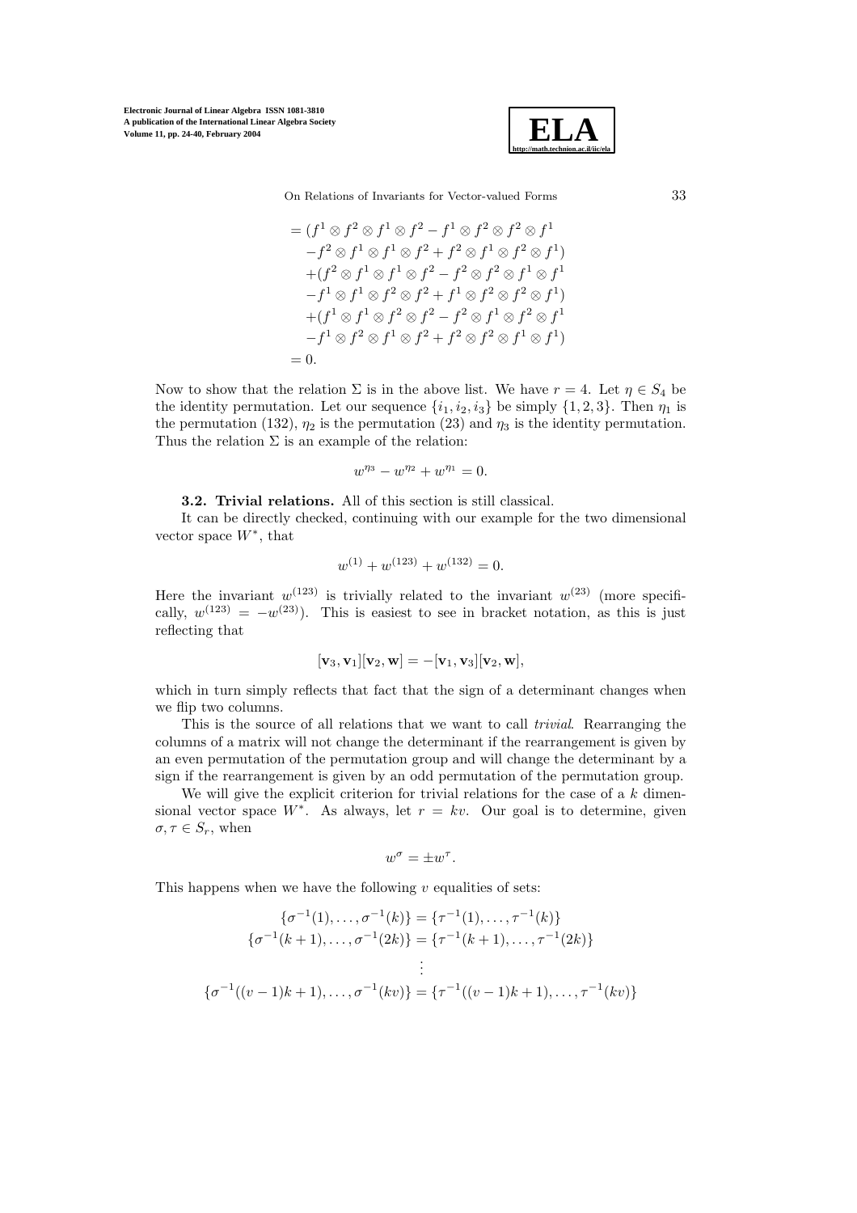$$
\begin{aligned}
&= (f^1 \otimes f^2 \otimes f^1 \otimes f^2 - f^1 \otimes f^2 \otimes f^2 \otimes f^1 \\
&\quad - f^2 \otimes f^1 \otimes f^1 \otimes f^2 + f^2 \otimes f^1 \otimes f^2 \otimes f^1) \\
&\quad + (f^2 \otimes f^1 \otimes f^1 \otimes f^2 - f^2 \otimes f^2 \otimes f^1 \otimes f^1 \\
&\quad - f^1 \otimes f^1 \otimes f^2 \otimes f^2 + f^1 \otimes f^2 \otimes f^2 \otimes f^1) \\
&\quad + (f^1 \otimes f^1 \otimes f^2 \otimes f^2 - f^2 \otimes f^1 \otimes f^2 \otimes f^1 \\
&\quad - f^1 \otimes f^2 \otimes f^1 \otimes f^2 + f^2 \otimes f^2 \otimes f^1 \otimes f^1) \\
&= 0.
\end{aligned}
$$

Now to show that the relation $\Sigma$ is in the above list. We have $r = 4$. Let $\eta \in S_4$ be the identity permutation. Let our sequence $\{i_1, i_2, i_3\}$ be simply $\{1, 2, 3\}$. Then $\eta_1$ is the permutation $(132)$, $\eta_2$ is the permutation $(23)$ and $\eta_3$ is the identity permutation. Thus the relation $\Sigma$ is an example of the relation:

$$w^{\eta_3} - w^{\eta_2} + w^{\eta_1} = 0.$$

**3.2. Trivial relations.** All of this section is still classical.

It can be directly checked, continuing with our example for the two dimensional vector space $W^*$, that

$$w^{(1)} + w^{(123)} + w^{(132)} = 0.$$

Here the invariant $w^{(123)}$ is trivially related to the invariant $w^{(23)}$ (more specifically, $w^{(123)} = -w^{(23)}$). This is easiest to see in bracket notation, as this is just reflecting that

$$[\mathbf{v}_3, \mathbf{v}_1][\mathbf{v}_2, \mathbf{w}] = -[\mathbf{v}_1, \mathbf{v}_3][\mathbf{v}_2, \mathbf{w}],$$

which in turn simply reflects that fact that the sign of a determinant changes when we flip two columns.

This is the source of all relations that we want to call *trivial*. Rearranging the columns of a matrix will not change the determinant if the rearrangement is given by an even permutation of the permutation group and will change the determinant by a sign if the rearrangement is given by an odd permutation of the permutation group.

We will give the explicit criterion for trivial relations for the case of a $k$ dimensional vector space $W^*$. As always, let $r = kv$. Our goal is to determine, given $\sigma, \tau \in S_r$, when

$$w^\sigma = \pm w^\tau.$$

This happens when we have the following $v$ equalities of sets:

$$
\begin{gathered}
\{\sigma^{-1}(1), \ldots, \sigma^{-1}(k)\} = \{\tau^{-1}(1), \ldots, \tau^{-1}(k)\} \\
\{\sigma^{-1}(k+1), \ldots, \sigma^{-1}(2k)\} = \{\tau^{-1}(k+1), \ldots, \tau^{-1}(2k)\} \\
\vdots \\
\{\sigma^{-1}((v-1)k+1), \ldots, \sigma^{-1}(kv)\} = \{\tau^{-1}((v-1)k+1), \ldots, \tau^{-1}(kv)\}
\end{gathered}
$$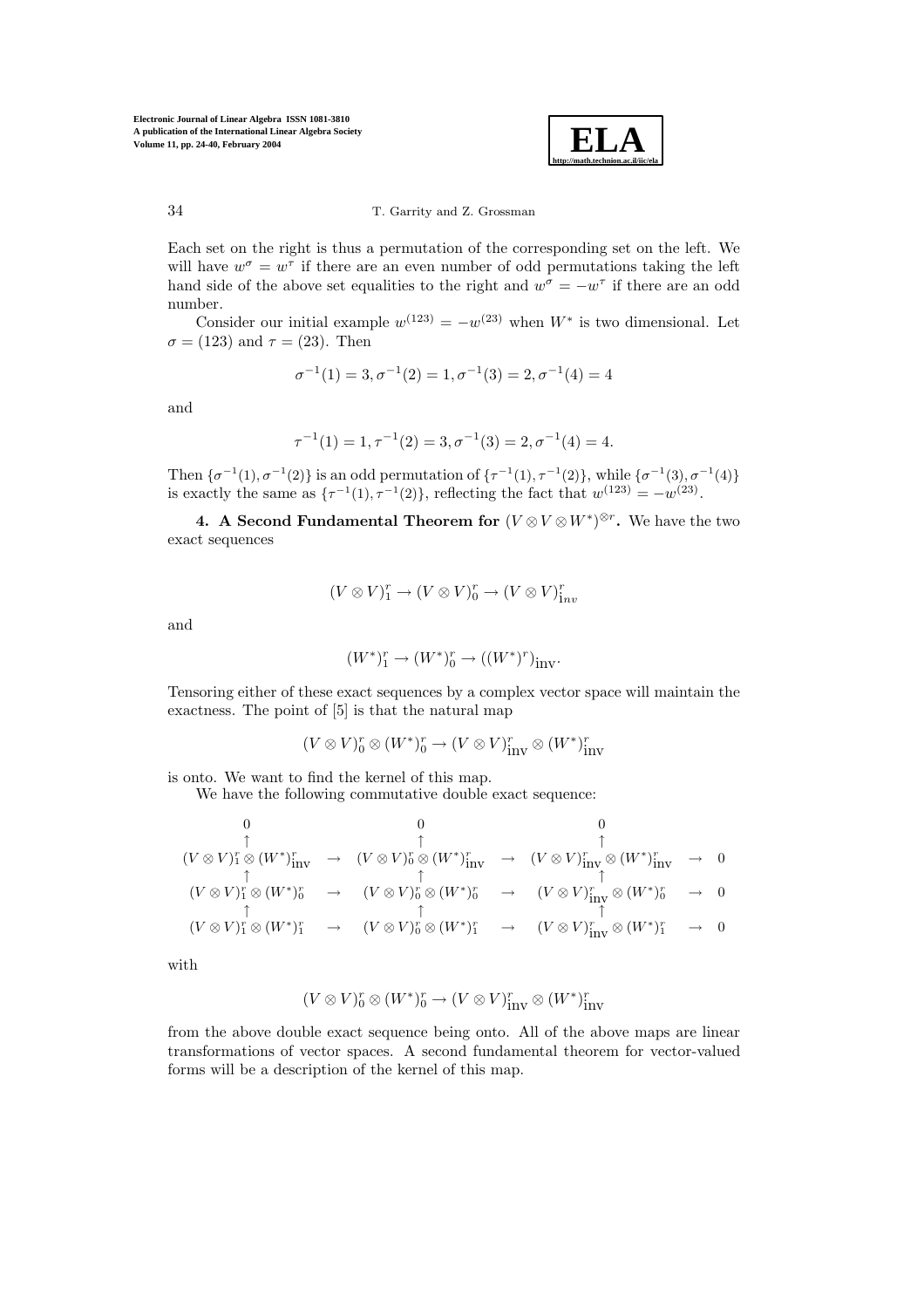Each set on the right is thus a permutation of the corresponding set on the left. We will have $w^\sigma = w^\tau$ if there are an even number of odd permutations taking the left hand side of the above set equalities to the right and $w^\sigma = -w^\tau$ if there are an odd number.

Consider our initial example $w^{(123)} = -w^{(23)}$ when $W^*$ is two dimensional. Let $\sigma = (123)$ and $\tau = (23)$. Then

$$\sigma^{-1}(1) = 3, \sigma^{-1}(2) = 1, \sigma^{-1}(3) = 2, \sigma^{-1}(4) = 4$$

and

$$\tau^{-1}(1) = 1, \tau^{-1}(2) = 3, \sigma^{-1}(3) = 2, \sigma^{-1}(4) = 4.$$

Then $\{\sigma^{-1}(1), \sigma^{-1}(2)\}$ is an odd permutation of $\{\tau^{-1}(1), \tau^{-1}(2)\}$, while $\{\sigma^{-1}(3), \sigma^{-1}(4)\}$ is exactly the same as $\{\tau^{-1}(1), \tau^{-1}(2)\}$, reflecting the fact that $w^{(123)} = -w^{(23)}$.

**4. A Second Fundamental Theorem for $(V \otimes V \otimes W^*)^{\otimes r}$.** We have the two exact sequences

$$(V \otimes V)^r_1 \to (V \otimes V)^r_0 \to (V \otimes V)^r_{inv}$$

and

$$(W^*)^r_1 \to (W^*)^r_0 \to ((W^*)^r)_{\text{inv}}.$$

Tensoring either of these exact sequences by a complex vector space will maintain the exactness. The point of [5] is that the natural map

$$(V \otimes V)^r_0 \otimes (W^*)^r_0 \to (V \otimes V)^r_{\text{inv}} \otimes (W^*)^r_{\text{inv}}$$

is onto. We want to find the kernel of this map.

We have the following commutative double exact sequence:

$$\begin{array}{ccccccc}
0 & & 0 & & 0 & & \\
\uparrow & & \uparrow & & \uparrow & & \\
(V \otimes V)^r_1 \otimes (W^*)^r_{\text{inv}} & \to & (V \otimes V)^r_0 \otimes (W^*)^r_{\text{inv}} & \to & (V \otimes V)^r_{\text{inv}} \otimes (W^*)^r_{\text{inv}} & \to & 0 \\
\uparrow & & \uparrow & & \uparrow & & \\
(V \otimes V)^r_1 \otimes (W^*)^r_0 & \to & (V \otimes V)^r_0 \otimes (W^*)^r_0 & \to & (V \otimes V)^r_{\text{inv}} \otimes (W^*)^r_0 & \to & 0 \\
\uparrow & & \uparrow & & \uparrow & & \\
(V \otimes V)^r_1 \otimes (W^*)^r_1 & \to & (V \otimes V)^r_0 \otimes (W^*)^r_1 & \to & (V \otimes V)^r_{\text{inv}} \otimes (W^*)^r_1 & \to & 0
\end{array}$$

with

$$(V \otimes V)^r_0 \otimes (W^*)^r_0 \to (V \otimes V)^r_{\text{inv}} \otimes (W^*)^r_{\text{inv}}$$

from the above double exact sequence being onto. All of the above maps are linear transformations of vector spaces. A second fundamental theorem for vector-valued forms will be a description of the kernel of this map.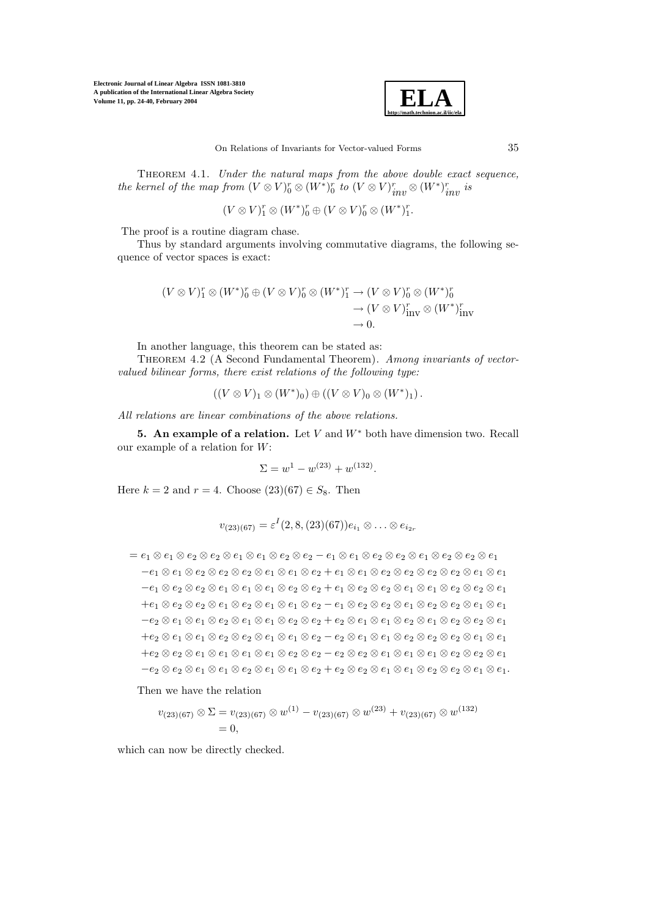Theorem 4.1. *Under the natural maps from the above double exact sequence, the kernel of the map from $(V \otimes V)_0^r \otimes (W^*)_0^r$ to $(V \otimes V)_{inv}^r \otimes (W^*)_{inv}^r$ is*

$$(V \otimes V)_1^r \otimes (W^*)_0^r \oplus (V \otimes V)_0^r \otimes (W^*)_1^r.$$

The proof is a routine diagram chase.

Thus by standard arguments involving commutative diagrams, the following sequence of vector spaces is exact:

$$\begin{aligned}(V \otimes V)_1^r \otimes (W^*)_0^r \oplus (V \otimes V)_0^r \otimes (W^*)_1^r &\to (V \otimes V)_0^r \otimes (W^*)_0^r \\ &\to (V \otimes V)_{\text{inv}}^r \otimes (W^*)_{\text{inv}}^r \\ &\to 0.\end{aligned}$$

In another language, this theorem can be stated as:

Theorem 4.2 (A Second Fundamental Theorem). *Among invariants of vector-valued bilinear forms, there exist relations of the following type:*

$$((V \otimes V)_1 \otimes (W^*)_0) \oplus ((V \otimes V)_0 \otimes (W^*)_1).$$

*All relations are linear combinations of the above relations.*

**5. An example of a relation.** Let $V$ and $W^*$ both have dimension two. Recall our example of a relation for $W$:

$$\Sigma = w^1 - w^{(23)} + w^{(132)}.$$

Here $k = 2$ and $r = 4$. Choose $(23)(67) \in S_8$. Then

$$v_{(23)(67)} = \varepsilon^I(2, 8, (23)(67)) e_{i_1} \otimes \ldots \otimes e_{i_{2r}}$$

$$\begin{aligned}
&= e_1 \otimes e_1 \otimes e_2 \otimes e_2 \otimes e_1 \otimes e_1 \otimes e_2 \otimes e_2 - e_1 \otimes e_1 \otimes e_2 \otimes e_2 \otimes e_1 \otimes e_2 \otimes e_2 \otimes e_1 \\
&\quad - e_1 \otimes e_1 \otimes e_2 \otimes e_2 \otimes e_2 \otimes e_1 \otimes e_1 \otimes e_2 + e_1 \otimes e_1 \otimes e_2 \otimes e_2 \otimes e_2 \otimes e_2 \otimes e_1 \otimes e_1 \\
&\quad - e_1 \otimes e_2 \otimes e_2 \otimes e_1 \otimes e_1 \otimes e_1 \otimes e_2 \otimes e_2 + e_1 \otimes e_2 \otimes e_2 \otimes e_1 \otimes e_1 \otimes e_2 \otimes e_2 \otimes e_1 \\
&\quad + e_1 \otimes e_2 \otimes e_2 \otimes e_1 \otimes e_2 \otimes e_1 \otimes e_1 \otimes e_2 - e_1 \otimes e_2 \otimes e_2 \otimes e_1 \otimes e_2 \otimes e_2 \otimes e_1 \otimes e_1 \\
&\quad - e_2 \otimes e_1 \otimes e_1 \otimes e_2 \otimes e_1 \otimes e_1 \otimes e_2 \otimes e_2 + e_2 \otimes e_1 \otimes e_1 \otimes e_2 \otimes e_1 \otimes e_2 \otimes e_2 \otimes e_1 \\
&\quad + e_2 \otimes e_1 \otimes e_1 \otimes e_2 \otimes e_2 \otimes e_1 \otimes e_1 \otimes e_2 - e_2 \otimes e_1 \otimes e_1 \otimes e_2 \otimes e_2 \otimes e_2 \otimes e_1 \otimes e_1 \\
&\quad + e_2 \otimes e_2 \otimes e_1 \otimes e_1 \otimes e_1 \otimes e_1 \otimes e_2 \otimes e_2 - e_2 \otimes e_2 \otimes e_1 \otimes e_1 \otimes e_1 \otimes e_2 \otimes e_2 \otimes e_1 \\
&\quad - e_2 \otimes e_2 \otimes e_1 \otimes e_1 \otimes e_2 \otimes e_1 \otimes e_1 \otimes e_2 + e_2 \otimes e_2 \otimes e_1 \otimes e_1 \otimes e_2 \otimes e_2 \otimes e_1 \otimes e_1.
\end{aligned}$$

Then we have the relation

$$\begin{aligned}v_{(23)(67)} \otimes \Sigma &= v_{(23)(67)} \otimes w^{(1)} - v_{(23)(67)} \otimes w^{(23)} + v_{(23)(67)} \otimes w^{(132)} \\ &= 0,\end{aligned}$$

which can now be directly checked.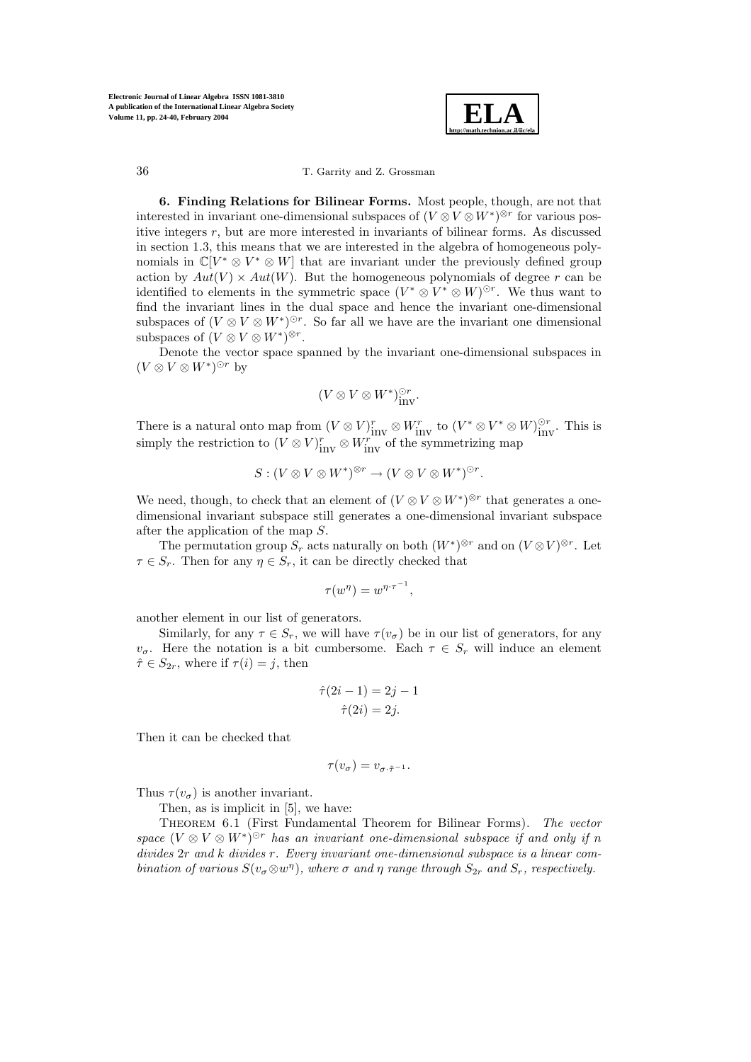**6. Finding Relations for Bilinear Forms.** Most people, though, are not that interested in invariant one-dimensional subspaces of $(V \otimes V \otimes W^*)^{\otimes r}$ for various positive integers $r$, but are more interested in invariants of bilinear forms. As discussed in section 1.3, this means that we are interested in the algebra of homogeneous polynomials in $\mathbb{C}[V^* \otimes V^* \otimes W]$ that are invariant under the previously defined group action by $Aut(V) \times Aut(W)$. But the homogeneous polynomials of degree $r$ can be identified to elements in the symmetric space $(V^* \otimes V^* \otimes W)^{\odot r}$. We thus want to find the invariant lines in the dual space and hence the invariant one-dimensional subspaces of $(V \otimes V \otimes W^*)^{\odot r}$. So far all we have are the invariant one dimensional subspaces of $(V \otimes V \otimes W^*)^{\otimes r}$.

Denote the vector space spanned by the invariant one-dimensional subspaces in $(V \otimes V \otimes W^*)^{\odot r}$ by

$$(V \otimes V \otimes W^*)^{\odot r}_{\text{inv}}.$$

There is a natural onto map from $(V \otimes V)^r_{\text{inv}} \otimes W^r_{\text{inv}}$ to $(V^* \otimes V^* \otimes W)^{\odot r}_{\text{inv}}$. This is simply the restriction to $(V \otimes V)^r_{\text{inv}} \otimes W^r_{\text{inv}}$ of the symmetrizing map

$$S : (V \otimes V \otimes W^*)^{\otimes r} \to (V \otimes V \otimes W^*)^{\odot r}.$$

We need, though, to check that an element of $(V \otimes V \otimes W^*)^{\otimes r}$ that generates a one-dimensional invariant subspace still generates a one-dimensional invariant subspace after the application of the map $S$.

The permutation group $S_r$ acts naturally on both $(W^*)^{\otimes r}$ and on $(V \otimes V)^{\otimes r}$. Let $\tau \in S_r$. Then for any $\eta \in S_r$, it can be directly checked that

$$\tau(w^\eta) = w^{\eta \cdot \tau^{-1}},$$

another element in our list of generators.

Similarly, for any $\tau \in S_r$, we will have $\tau(v_\sigma)$ be in our list of generators, for any $v_\sigma$. Here the notation is a bit cumbersome. Each $\tau \in S_r$ will induce an element $\hat{\tau} \in S_{2r}$, where if $\tau(i) = j$, then

$$\hat{\tau}(2i-1) = 2j-1$$
$$\hat{\tau}(2i) = 2j.$$

Then it can be checked that

$$\tau(v_\sigma) = v_{\sigma \cdot \hat{\tau}^{-1}}.$$

Thus $\tau(v_\sigma)$ is another invariant.

Then, as is implicit in [5], we have:

THEOREM 6.1 (First Fundamental Theorem for Bilinear Forms). *The vector space $(V \otimes V \otimes W^*)^{\odot r}$ has an invariant one-dimensional subspace if and only if $n$ divides $2r$ and $k$ divides $r$. Every invariant one-dimensional subspace is a linear combination of various $S(v_\sigma \otimes w^\eta)$, where $\sigma$ and $\eta$ range through $S_{2r}$ and $S_r$, respectively.*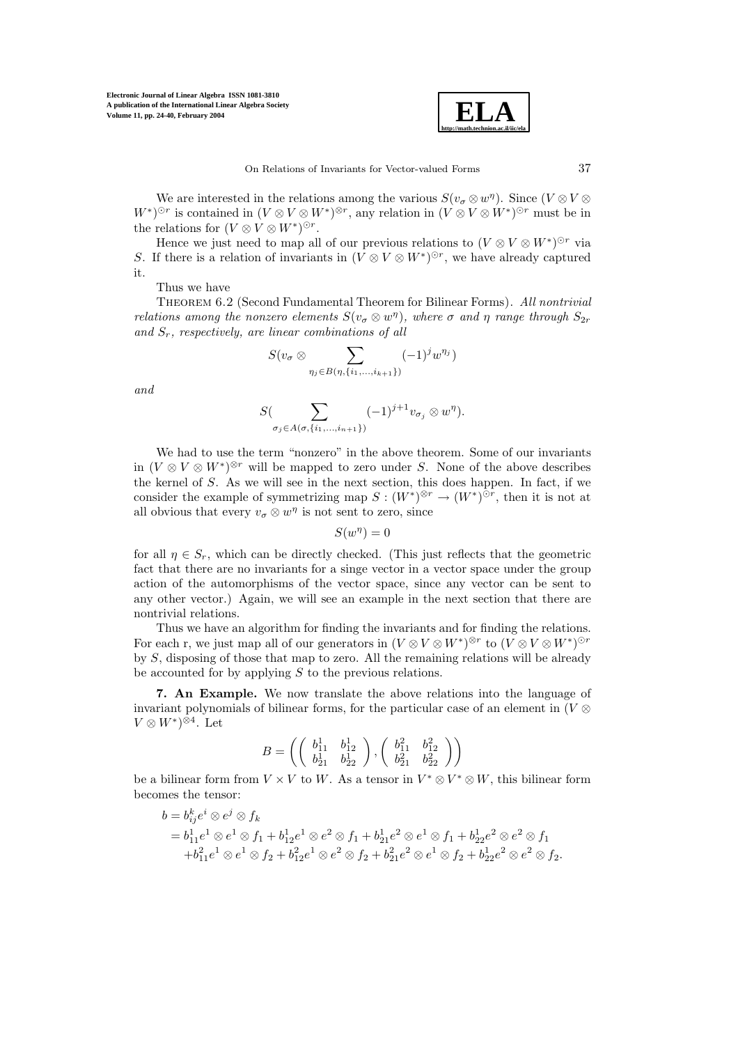We are interested in the relations among the various $S(v_\sigma \otimes w^\eta)$. Since $(V \otimes V \otimes W^*)^{\odot r}$ is contained in $(V \otimes V \otimes W^*)^{\otimes r}$, any relation in $(V \otimes V \otimes W^*)^{\odot r}$ must be in the relations for $(V \otimes V \otimes W^*)^{\odot r}$.

Hence we just need to map all of our previous relations to $(V \otimes V \otimes W^*)^{\odot r}$ via $S$. If there is a relation of invariants in $(V \otimes V \otimes W^*)^{\odot r}$, we have already captured it.

Thus we have

Theorem 6.2 (Second Fundamental Theorem for Bilinear Forms). *All nontrivial relations among the nonzero elements $S(v_\sigma \otimes w^\eta)$, where $\sigma$ and $\eta$ range through $S_{2r}$ and $S_r$, respectively, are linear combinations of all*

$$S(v_\sigma \otimes \sum_{\eta_j \in B(\eta, \{i_1, \ldots, i_{k+1}\})} (-1)^j w^{\eta_j})$$

*and*

$$S( \sum_{\sigma_j \in A(\sigma, \{i_1, \ldots, i_{n+1}\})} (-1)^{j+1} v_{\sigma_j} \otimes w^\eta).$$

We had to use the term "nonzero" in the above theorem. Some of our invariants in $(V \otimes V \otimes W^*)^{\otimes r}$ will be mapped to zero under $S$. None of the above describes the kernel of $S$. As we will see in the next section, this does happen. In fact, if we consider the example of symmetrizing map $S : (W^*)^{\otimes r} \to (W^*)^{\odot r}$, then it is not at all obvious that every $v_\sigma \otimes w^\eta$ is not sent to zero, since

$$S(w^\eta) = 0$$

for all $\eta \in S_r$, which can be directly checked. (This just reflects that the geometric fact that there are no invariants for a singe vector in a vector space under the group action of the automorphisms of the vector space, since any vector can be sent to any other vector.) Again, we will see an example in the next section that there are nontrivial relations.

Thus we have an algorithm for finding the invariants and for finding the relations. For each r, we just map all of our generators in $(V \otimes V \otimes W^*)^{\otimes r}$ to $(V \otimes V \otimes W^*)^{\odot r}$ by $S$, disposing of those that map to zero. All the remaining relations will be already be accounted for by applying $S$ to the previous relations.

**7. An Example.** We now translate the above relations into the language of invariant polynomials of bilinear forms, for the particular case of an element in $(V \otimes V \otimes W^*)^{\otimes 4}$. Let

$$B = \left( \begin{pmatrix} b_{11}^1 & b_{12}^1 \\ b_{21}^1 & b_{22}^1 \end{pmatrix}, \begin{pmatrix} b_{11}^2 & b_{12}^2 \\ b_{21}^2 & b_{22}^2 \end{pmatrix} \right)$$

be a bilinear form from $V \times V$ to $W$. As a tensor in $V^* \otimes V^* \otimes W$, this bilinear form becomes the tensor:

$$\begin{aligned} b &= b_{ij}^k e^i \otimes e^j \otimes f_k \\ &= b_{11}^1 e^1 \otimes e^1 \otimes f_1 + b_{12}^1 e^1 \otimes e^2 \otimes f_1 + b_{21}^1 e^2 \otimes e^1 \otimes f_1 + b_{22}^1 e^2 \otimes e^2 \otimes f_1 \\ &\quad + b_{11}^2 e^1 \otimes e^1 \otimes f_2 + b_{12}^2 e^1 \otimes e^2 \otimes f_2 + b_{21}^2 e^2 \otimes e^1 \otimes f_2 + b_{22}^1 e^2 \otimes e^2 \otimes f_2. \end{aligned}$$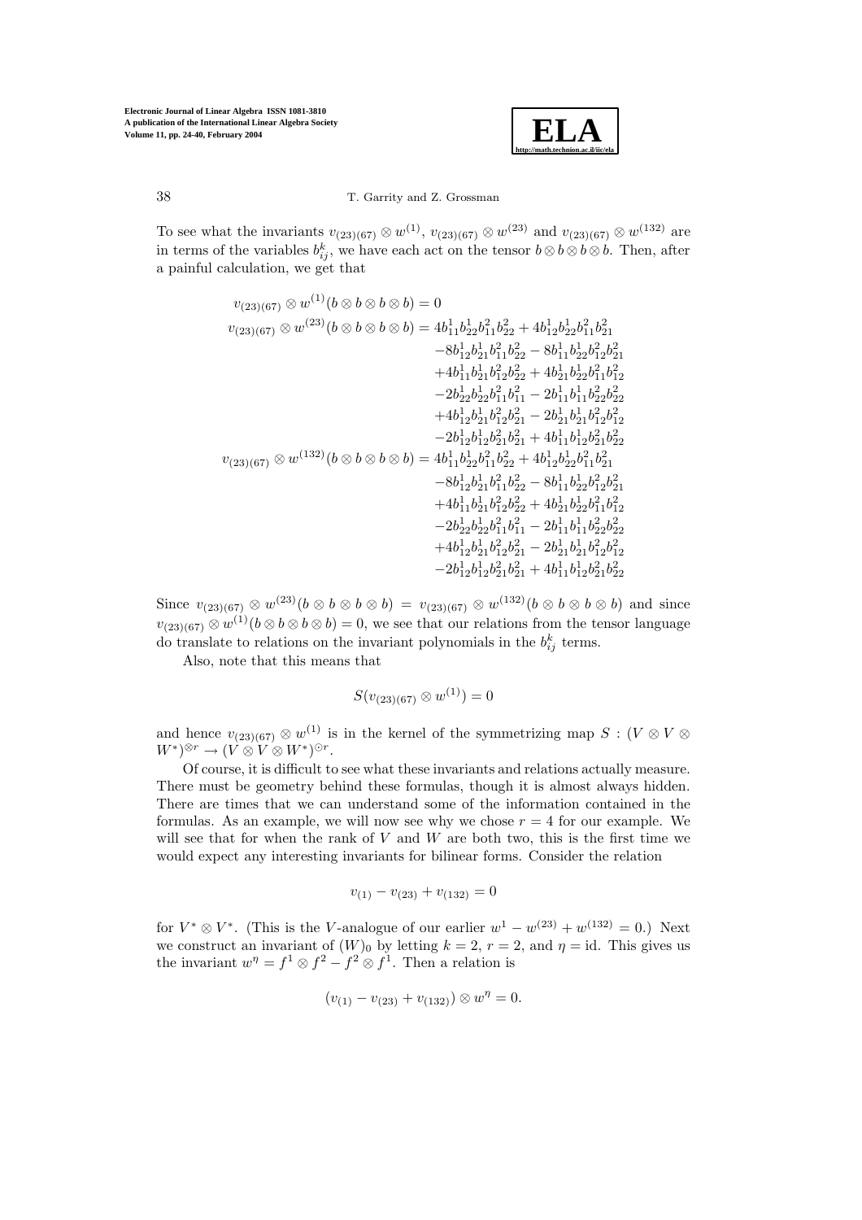To see what the invariants $v_{(23)(67)} \otimes w^{(1)}$, $v_{(23)(67)} \otimes w^{(23)}$ and $v_{(23)(67)} \otimes w^{(132)}$ are in terms of the variables $b^k_{ij}$, we have each act on the tensor $b \otimes b \otimes b \otimes b$. Then, after a painful calculation, we get that

$$
\begin{aligned}
v_{(23)(67)} \otimes w^{(1)}(b \otimes b \otimes b \otimes b) &= 0 \\
v_{(23)(67)} \otimes w^{(23)}(b \otimes b \otimes b \otimes b) &= 4b^1_{11}b^1_{22}b^2_{11}b^2_{22} + 4b^1_{12}b^1_{22}b^2_{11}b^2_{21} \\
&\quad -8b^1_{12}b^1_{21}b^2_{11}b^2_{22} - 8b^1_{11}b^1_{22}b^2_{12}b^2_{21} \\
&\quad +4b^1_{11}b^1_{21}b^2_{12}b^2_{22} + 4b^1_{21}b^1_{22}b^2_{11}b^2_{12} \\
&\quad -2b^1_{22}b^1_{22}b^2_{11}b^2_{11} - 2b^1_{11}b^1_{11}b^2_{22}b^2_{22} \\
&\quad +4b^1_{12}b^1_{21}b^2_{12}b^2_{21} - 2b^1_{21}b^1_{21}b^2_{12}b^2_{12} \\
&\quad -2b^1_{12}b^1_{12}b^2_{21}b^2_{21} + 4b^1_{11}b^1_{12}b^2_{21}b^2_{22} \\
v_{(23)(67)} \otimes w^{(132)}(b \otimes b \otimes b \otimes b) &= 4b^1_{11}b^1_{22}b^2_{11}b^2_{22} + 4b^1_{12}b^1_{22}b^2_{11}b^2_{21} \\
&\quad -8b^1_{12}b^1_{21}b^2_{11}b^2_{22} - 8b^1_{11}b^1_{22}b^2_{12}b^2_{21} \\
&\quad +4b^1_{11}b^1_{21}b^2_{12}b^2_{22} + 4b^1_{21}b^1_{22}b^2_{11}b^2_{12} \\
&\quad -2b^1_{22}b^1_{22}b^2_{11}b^2_{11} - 2b^1_{11}b^1_{11}b^2_{22}b^2_{22} \\
&\quad +4b^1_{12}b^1_{21}b^2_{12}b^2_{21} - 2b^1_{21}b^1_{21}b^2_{12}b^2_{12} \\
&\quad -2b^1_{12}b^1_{12}b^2_{21}b^2_{21} + 4b^1_{11}b^1_{12}b^2_{21}b^2_{22}
\end{aligned}
$$

Since $v_{(23)(67)} \otimes w^{(23)}(b \otimes b \otimes b \otimes b) = v_{(23)(67)} \otimes w^{(132)}(b \otimes b \otimes b \otimes b)$ and since $v_{(23)(67)} \otimes w^{(1)}(b \otimes b \otimes b \otimes b) = 0$, we see that our relations from the tensor language do translate to relations on the invariant polynomials in the $b^k_{ij}$ terms.

Also, note that this means that

$$S(v_{(23)(67)} \otimes w^{(1)}) = 0$$

and hence $v_{(23)(67)} \otimes w^{(1)}$ is in the kernel of the symmetrizing map $S : (V \otimes V \otimes W^*)^{\otimes r} \to (V \otimes V \otimes W^*)^{\odot r}$.

Of course, it is difficult to see what these invariants and relations actually measure. There must be geometry behind these formulas, though it is almost always hidden. There are times that we can understand some of the information contained in the formulas. As an example, we will now see why we chose $r = 4$ for our example. We will see that for when the rank of $V$ and $W$ are both two, this is the first time we would expect any interesting invariants for bilinear forms. Consider the relation

$$v_{(1)} - v_{(23)} + v_{(132)} = 0$$

for $V^* \otimes V^*$. (This is the $V$-analogue of our earlier $w^1 - w^{(23)} + w^{(132)} = 0$.) Next we construct an invariant of $(W)_0$ by letting $k = 2$, $r = 2$, and $\eta = \text{id}$. This gives us the invariant $w^\eta = f^1 \otimes f^2 - f^2 \otimes f^1$. Then a relation is

$$(v_{(1)} - v_{(23)} + v_{(132)}) \otimes w^\eta = 0.$$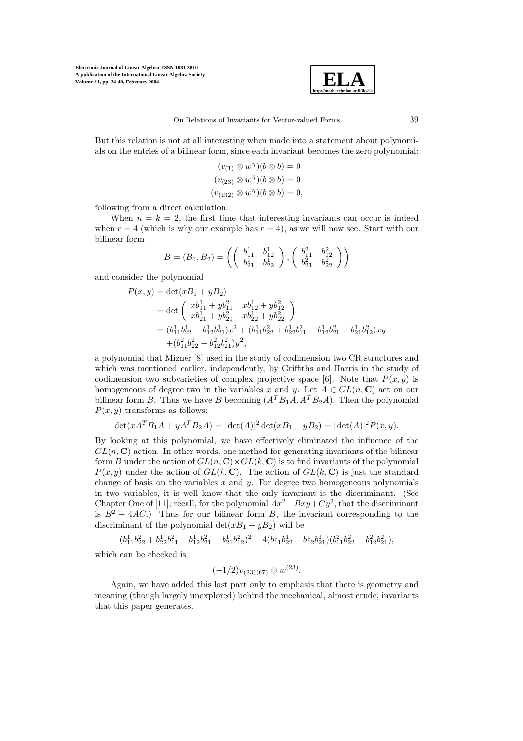But this relation is not at all interesting when made into a statement about polynomials on the entries of a bilinear form, since each invariant becomes the zero polynomial:

$$
\begin{aligned}
(v_{(1)} \otimes w^{\eta})(b \otimes b) &= 0 \\
(v_{(23)} \otimes w^{\eta})(b \otimes b) &= 0 \\
(v_{(132)} \otimes w^{\eta})(b \otimes b) &= 0,
\end{aligned}
$$

following from a direct calculation.

When $n = k = 2$, the first time that interesting invariants can occur is indeed when $r = 4$ (which is why our example has $r = 4$), as we will now see. Start with our bilinear form

$$
B = (B_1, B_2) = \left( \begin{pmatrix} b^1_{11} & b^1_{12} \\ b^1_{21} & b^1_{22} \end{pmatrix}, \begin{pmatrix} b^2_{11} & b^2_{12} \\ b^2_{21} & b^2_{22} \end{pmatrix} \right)
$$

and consider the polynomial

$$
\begin{aligned}
P(x,y) &= \det(xB_1 + yB_2) \\
&= \det \begin{pmatrix} xb^1_{11} + yb^2_{11} & xb^1_{12} + yb^2_{12} \\ xb^1_{21} + yb^2_{21} & xb^1_{22} + yb^2_{22} \end{pmatrix} \\
&= (b^1_{11}b^1_{22} - b^1_{12}b^1_{21})x^2 + (b^1_{11}b^2_{22} + b^1_{22}b^2_{11} - b^1_{12}b^2_{21} - b^1_{21}b^2_{12})xy \\
&\quad + (b^2_{11}b^2_{22} - b^2_{12}b^2_{21})y^2,
\end{aligned}
$$

a polynomial that Mizner [8] used in the study of codimension two CR structures and which was mentioned earlier, independently, by Griffiths and Harris in the study of codimension two subvarieties of complex projective space [6]. Note that $P(x,y)$ is homogeneous of degree two in the variables $x$ and $y$. Let $A \in GL(n, \mathbf{C})$ act on our bilinear form $B$. Thus we have $B$ becoming $(A^T B_1 A, A^T B_2 A)$. Then the polynomial $P(x,y)$ transforms as follows:

$$
\det(xA^T B_1 A + yA^T B_2 A) = |\det(A)|^2 \det(xB_1 + yB_2) = |\det(A)|^2 P(x,y).
$$

By looking at this polynomial, we have effectively eliminated the influence of the $GL(n, \mathbf{C})$ action. In other words, one method for generating invariants of the bilinear form $B$ under the action of $GL(n, \mathbf{C}) \times GL(k, \mathbf{C})$ is to find invariants of the polynomial $P(x,y)$ under the action of $GL(k, \mathbf{C})$. The action of $GL(k, \mathbf{C})$ is just the standard change of basis on the variables $x$ and $y$. For degree two homogeneous polynomials in two variables, it is well know that the only invariant is the discriminant. (See Chapter One of [11]; recall, for the polynomial $Ax^2 + Bxy + Cy^2$, that the discriminant is $B^2 - 4AC$.) Thus for our bilinear form $B$, the invariant corresponding to the discriminant of the polynomial $\det(xB_1 + yB_2)$ will be

$$
(b^1_{11}b^2_{22} + b^1_{22}b^2_{11} - b^1_{12}b^2_{21} - b^1_{21}b^2_{12})^2 - 4(b^1_{11}b^1_{22} - b^1_{12}b^1_{21})(b^2_{11}b^2_{22} - b^2_{12}b^2_{21}),
$$

which can be checked is

$$
(-1/2)v_{(23)(67)} \otimes w^{(23)}.
$$

Again, we have added this last part only to emphasis that there is geometry and meaning (though largely unexplored) behind the mechanical, almost crude, invariants that this paper generates.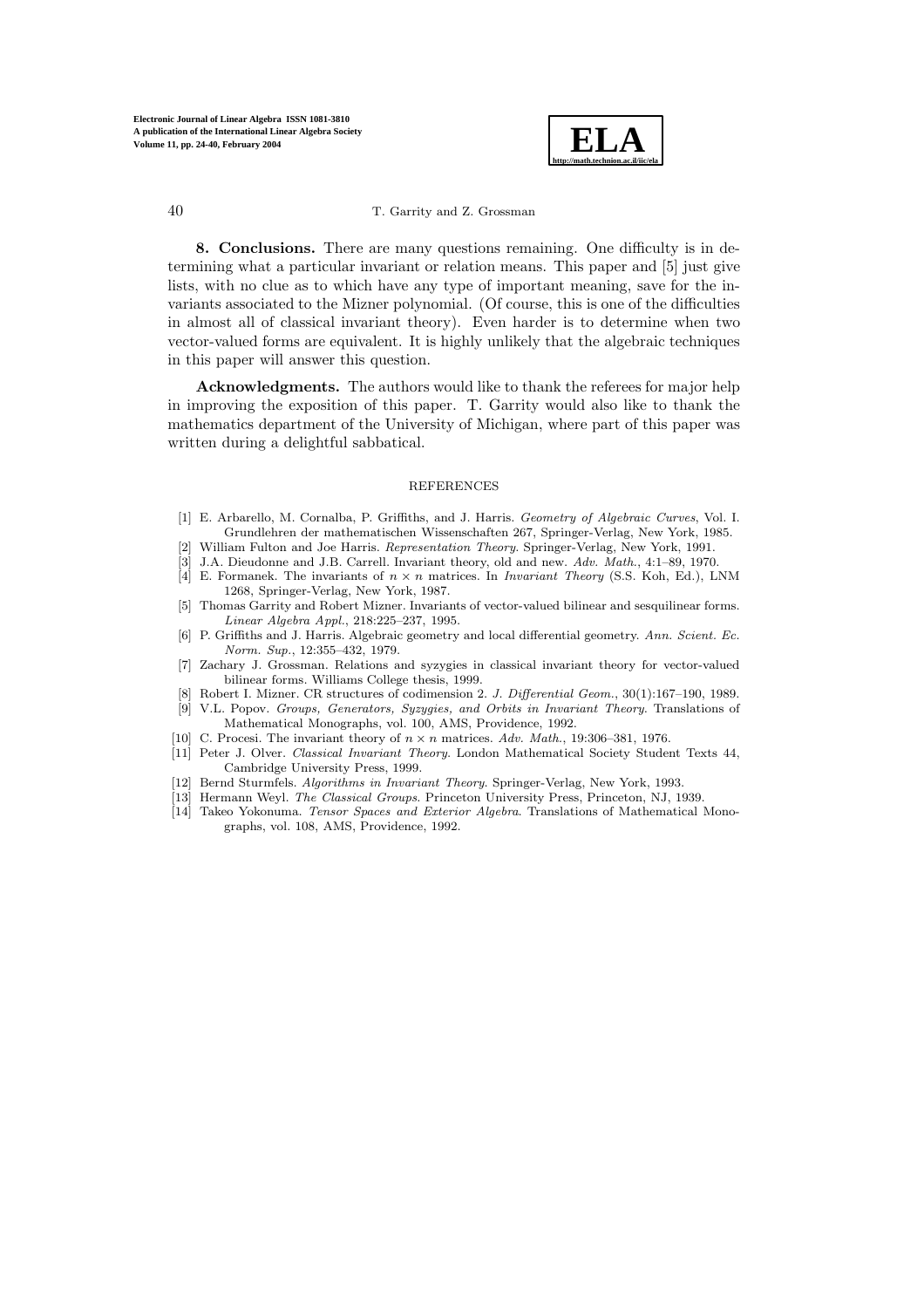**8. Conclusions.** There are many questions remaining. One difficulty is in determining what a particular invariant or relation means. This paper and [5] just give lists, with no clue as to which have any type of important meaning, save for the invariants associated to the Mizner polynomial. (Of course, this is one of the difficulties in almost all of classical invariant theory). Even harder is to determine when two vector-valued forms are equivalent. It is highly unlikely that the algebraic techniques in this paper will answer this question.

**Acknowledgments.** The authors would like to thank the referees for major help in improving the exposition of this paper. T. Garrity would also like to thank the mathematics department of the University of Michigan, where part of this paper was written during a delightful sabbatical.

## REFERENCES

[1] E. Arbarello, M. Cornalba, P. Griffiths, and J. Harris. *Geometry of Algebraic Curves*, Vol. I. Grundlehren der mathematischen Wissenschaften 267, Springer-Verlag, New York, 1985.

[2] William Fulton and Joe Harris. *Representation Theory*. Springer-Verlag, New York, 1991.

[3] J.A. Dieudonne and J.B. Carrell. Invariant theory, old and new. *Adv. Math.*, 4:1–89, 1970.

[4] E. Formanek. The invariants of $n \times n$ matrices. In *Invariant Theory* (S.S. Koh, Ed.), LNM 1268, Springer-Verlag, New York, 1987.

[5] Thomas Garrity and Robert Mizner. Invariants of vector-valued bilinear and sesquilinear forms. *Linear Algebra Appl.*, 218:225–237, 1995.

[6] P. Griffiths and J. Harris. Algebraic geometry and local differential geometry. *Ann. Scient. Ec. Norm. Sup.*, 12:355–432, 1979.

[7] Zachary J. Grossman. Relations and syzygies in classical invariant theory for vector-valued bilinear forms. Williams College thesis, 1999.

[8] Robert I. Mizner. CR structures of codimension 2. *J. Differential Geom.*, 30(1):167–190, 1989.

[9] V.L. Popov. *Groups, Generators, Syzygies, and Orbits in Invariant Theory*. Translations of Mathematical Monographs, vol. 100, AMS, Providence, 1992.

[10] C. Procesi. The invariant theory of $n \times n$ matrices. *Adv. Math.*, 19:306–381, 1976.

[11] Peter J. Olver. *Classical Invariant Theory*. London Mathematical Society Student Texts 44, Cambridge University Press, 1999.

[12] Bernd Sturmfels. *Algorithms in Invariant Theory*. Springer-Verlag, New York, 1993.

[13] Hermann Weyl. *The Classical Groups*. Princeton University Press, Princeton, NJ, 1939.

[14] Takeo Yokonuma. *Tensor Spaces and Exterior Algebra*. Translations of Mathematical Monographs, vol. 108, AMS, Providence, 1992.